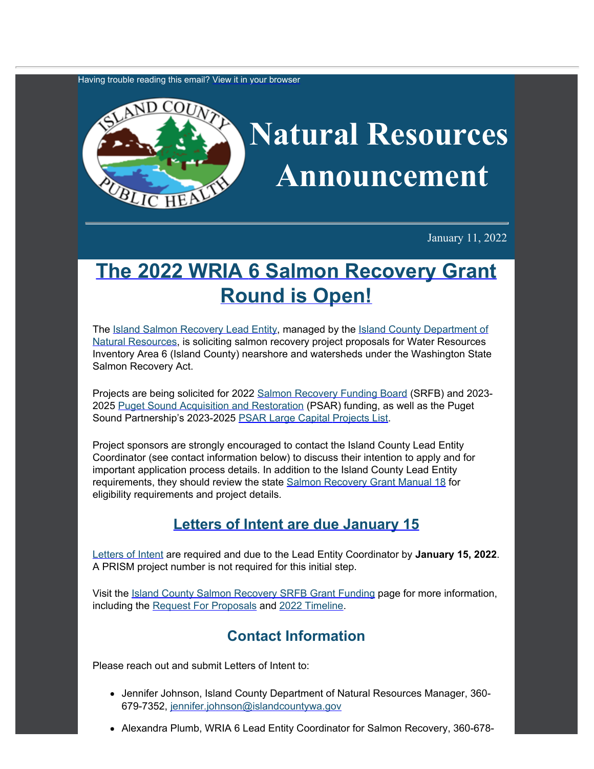Having trouble reading this email? View it in your browser

# Natural Resources Announcement

January 11, 2022

# The 2022 WRIA 6 Salmon Recovery Grant Round is Open!

The Island Salmon Recovery Lead Entity, managed by the Island County Department of Natural Resources, is soliciting salmon recovery project proposals for Water Resources Inventory Area 6 (Island County) nearshore and watersheds under the Washington State Salmon Recovery Act.

Projects are being solicited for 2022 Salmon Recovery Funding Board (SRFB) and 2023-2025 Puget Sound Acquisition and Restoration (PSAR) funding, as well as the Puget Sound Partnership's 2023-2025 PSAR Large Capital Projects List.

Project sponsors are strongly encouraged to contact the Island County Lead Entity Coordinator (see contact information below) to discuss their intention to apply and for important application process details. In addition to the Island County Lead Entity requirements, they should review the state Salmon Recovery Grant Manual 18 for eligibility requirements and project details.

## Letters of Intent are due January 15

Letters of Intent are required and due to the Lead Entity Coordinator by **January 15, 2022**. A PRISM project number is not required for this initial step.

Visit the Island County Salmon Recovery SRFB Grant Funding page for more information, including the Request For Proposals and 2022 Timeline.

## Contact Information

Please reach out and submit Letters of Intent to:

- Jennifer Johnson, Island County Department of Natural Resources Manager, 360-679-7352, jennifer.johnson@islandcountywa.gov
- Alexandra Plumb, WRIA 6 Lead Entity Coordinator for Salmon Recovery, 360-678-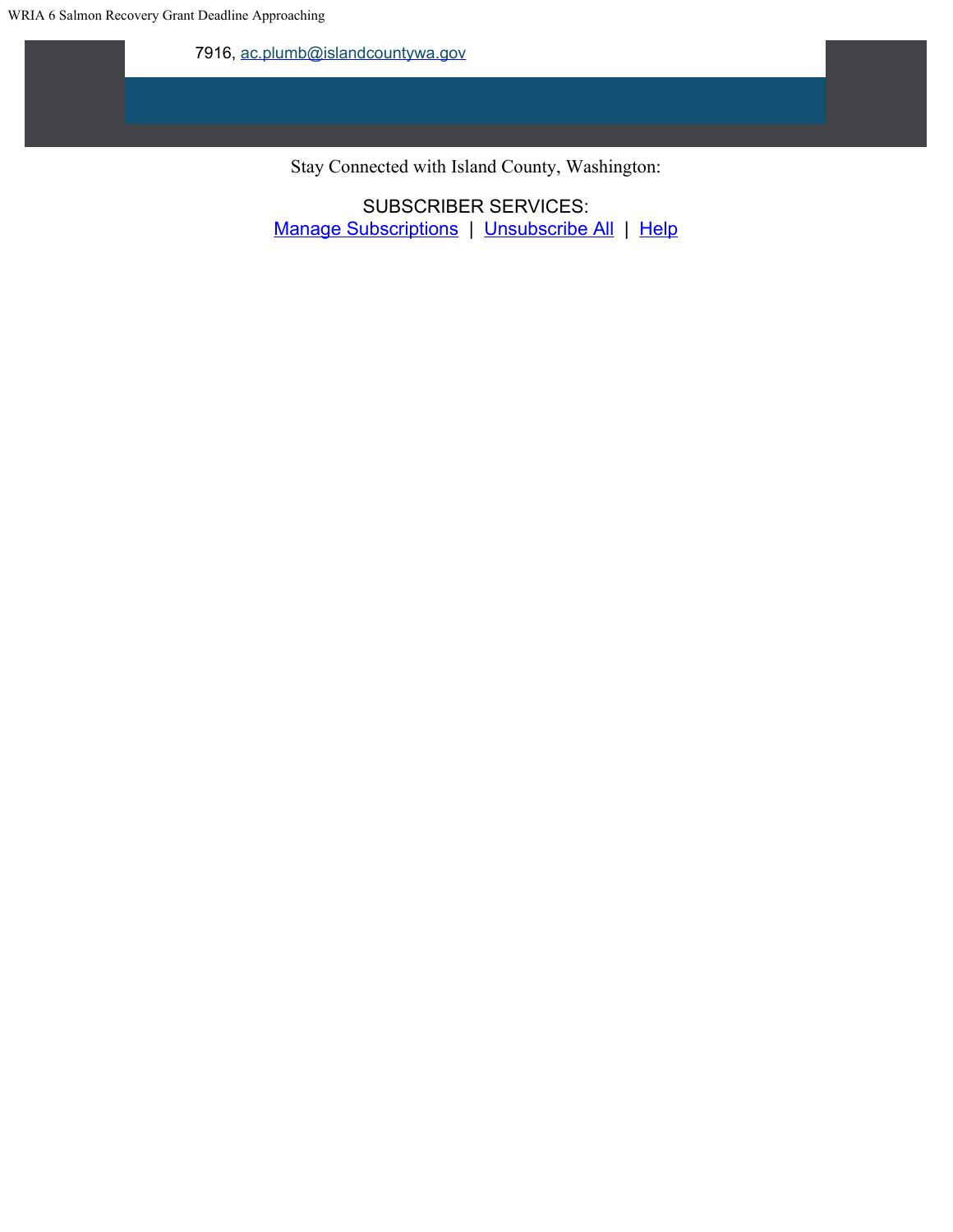7916, [ac.plumb@islandcountywa.gov](mailto:ac.plumb@islandcountywa.gov)

Stay Connected with Island County, Washington:

SUBSCRIBER SERVICES:
Manage Subscriptions | Unsubscribe All | Help